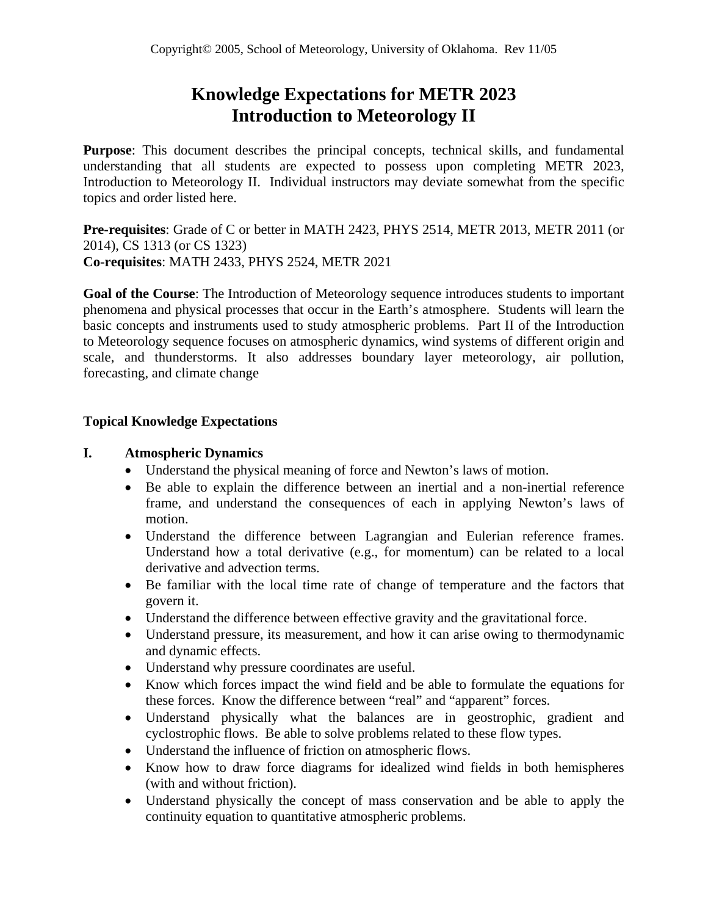Copyright© 2005, School of Meteorology, University of Oklahoma. Rev 11/05

# Knowledge Expectations for METR 2023
# Introduction to Meteorology II

**Purpose**: This document describes the principal concepts, technical skills, and fundamental understanding that all students are expected to possess upon completing METR 2023, Introduction to Meteorology II. Individual instructors may deviate somewhat from the specific topics and order listed here.

**Pre-requisites**: Grade of C or better in MATH 2423, PHYS 2514, METR 2013, METR 2011 (or 2014), CS 1313 (or CS 1323)
**Co-requisites**: MATH 2433, PHYS 2524, METR 2021

**Goal of the Course**: The Introduction of Meteorology sequence introduces students to important phenomena and physical processes that occur in the Earth's atmosphere. Students will learn the basic concepts and instruments used to study atmospheric problems. Part II of the Introduction to Meteorology sequence focuses on atmospheric dynamics, wind systems of different origin and scale, and thunderstorms. It also addresses boundary layer meteorology, air pollution, forecasting, and climate change

## Topical Knowledge Expectations

### I. Atmospheric Dynamics

- Understand the physical meaning of force and Newton's laws of motion.
- Be able to explain the difference between an inertial and a non-inertial reference frame, and understand the consequences of each in applying Newton's laws of motion.
- Understand the difference between Lagrangian and Eulerian reference frames. Understand how a total derivative (e.g., for momentum) can be related to a local derivative and advection terms.
- Be familiar with the local time rate of change of temperature and the factors that govern it.
- Understand the difference between effective gravity and the gravitational force.
- Understand pressure, its measurement, and how it can arise owing to thermodynamic and dynamic effects.
- Understand why pressure coordinates are useful.
- Know which forces impact the wind field and be able to formulate the equations for these forces. Know the difference between "real" and "apparent" forces.
- Understand physically what the balances are in geostrophic, gradient and cyclostrophic flows. Be able to solve problems related to these flow types.
- Understand the influence of friction on atmospheric flows.
- Know how to draw force diagrams for idealized wind fields in both hemispheres (with and without friction).
- Understand physically the concept of mass conservation and be able to apply the continuity equation to quantitative atmospheric problems.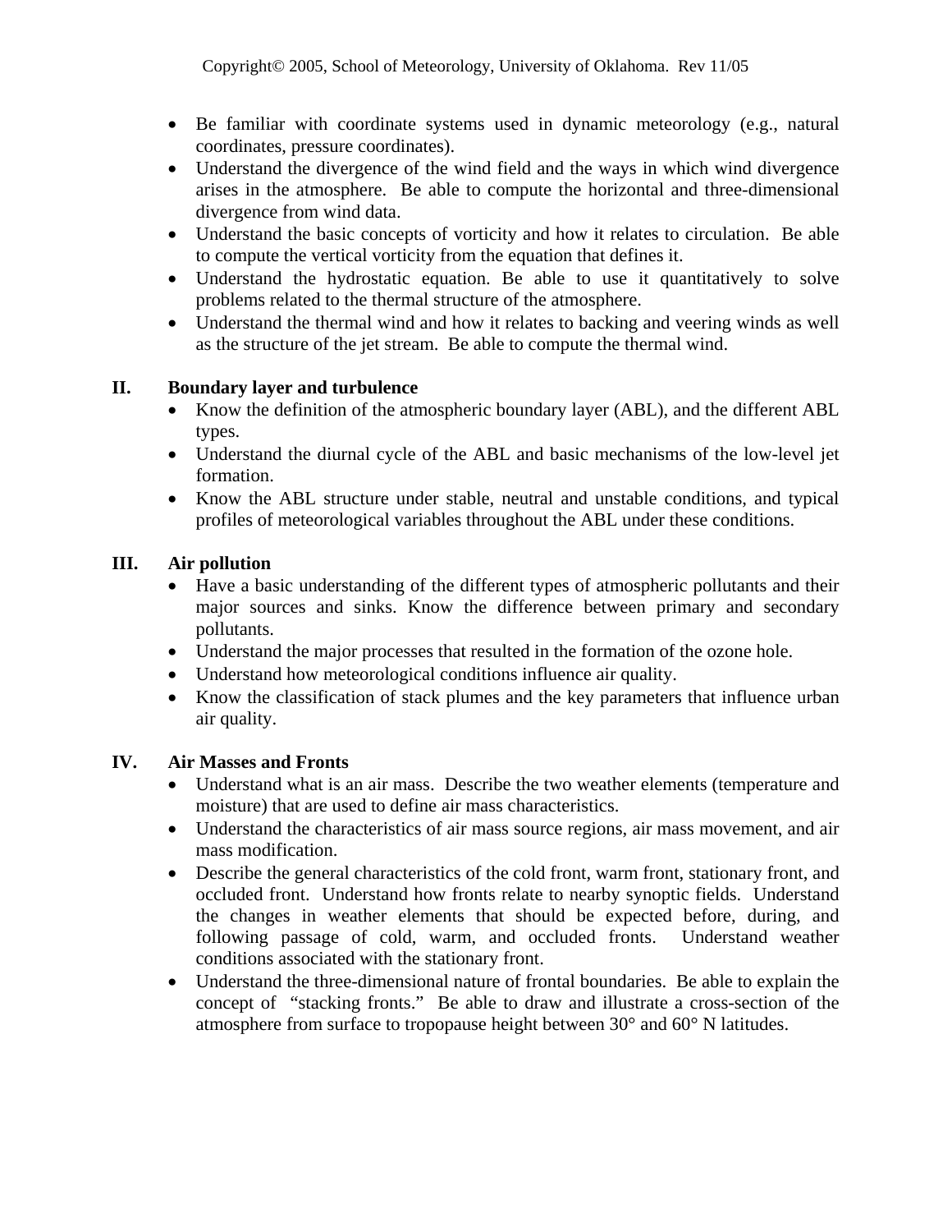- Be familiar with coordinate systems used in dynamic meteorology (e.g., natural coordinates, pressure coordinates).
- Understand the divergence of the wind field and the ways in which wind divergence arises in the atmosphere. Be able to compute the horizontal and three-dimensional divergence from wind data.
- Understand the basic concepts of vorticity and how it relates to circulation. Be able to compute the vertical vorticity from the equation that defines it.
- Understand the hydrostatic equation. Be able to use it quantitatively to solve problems related to the thermal structure of the atmosphere.
- Understand the thermal wind and how it relates to backing and veering winds as well as the structure of the jet stream. Be able to compute the thermal wind.

## II. Boundary layer and turbulence

- Know the definition of the atmospheric boundary layer (ABL), and the different ABL types.
- Understand the diurnal cycle of the ABL and basic mechanisms of the low-level jet formation.
- Know the ABL structure under stable, neutral and unstable conditions, and typical profiles of meteorological variables throughout the ABL under these conditions.

## III. Air pollution

- Have a basic understanding of the different types of atmospheric pollutants and their major sources and sinks. Know the difference between primary and secondary pollutants.
- Understand the major processes that resulted in the formation of the ozone hole.
- Understand how meteorological conditions influence air quality.
- Know the classification of stack plumes and the key parameters that influence urban air quality.

## IV. Air Masses and Fronts

- Understand what is an air mass. Describe the two weather elements (temperature and moisture) that are used to define air mass characteristics.
- Understand the characteristics of air mass source regions, air mass movement, and air mass modification.
- Describe the general characteristics of the cold front, warm front, stationary front, and occluded front. Understand how fronts relate to nearby synoptic fields. Understand the changes in weather elements that should be expected before, during, and following passage of cold, warm, and occluded fronts. Understand weather conditions associated with the stationary front.
- Understand the three-dimensional nature of frontal boundaries. Be able to explain the concept of "stacking fronts." Be able to draw and illustrate a cross-section of the atmosphere from surface to tropopause height between 30° and 60° N latitudes.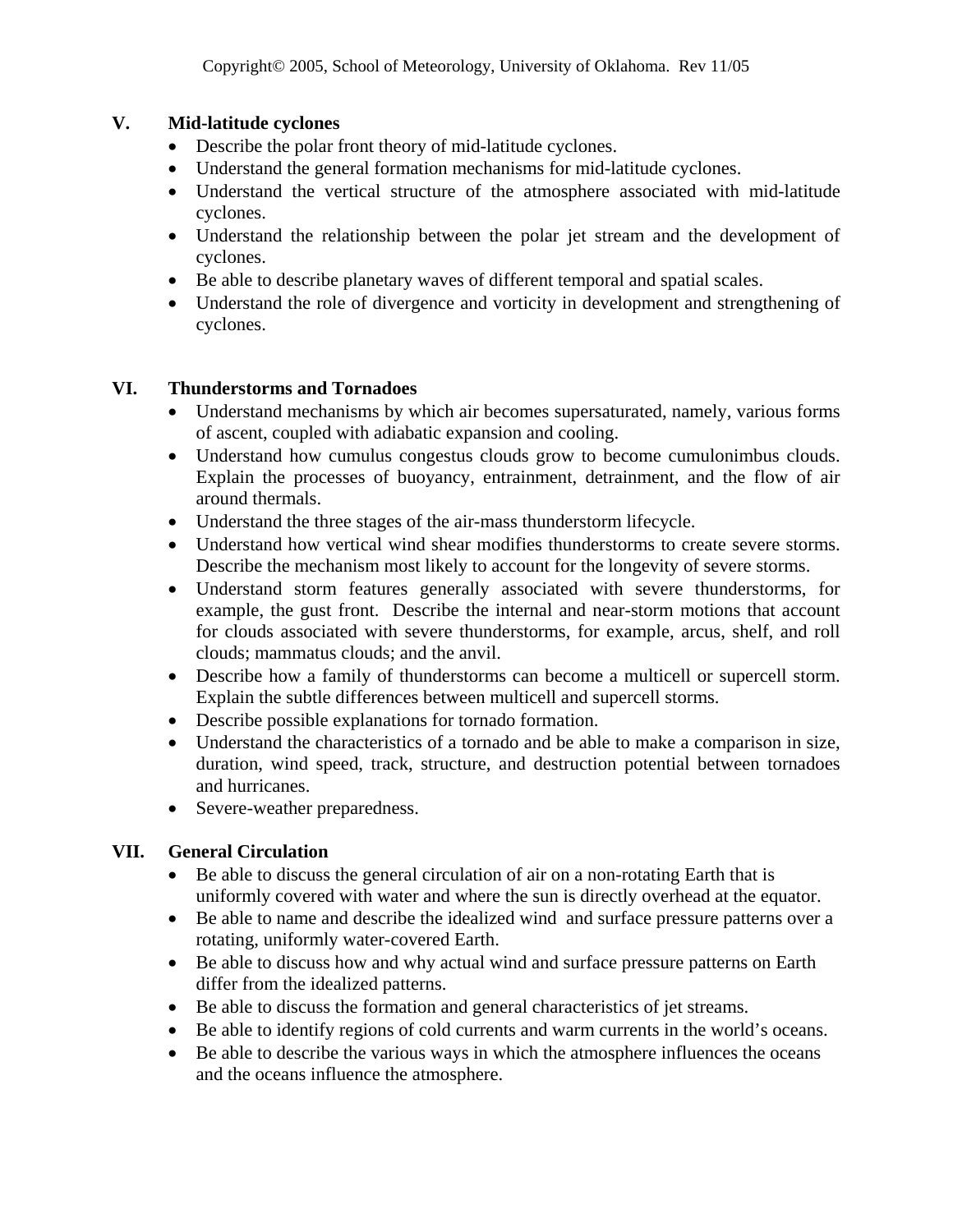## V. Mid-latitude cyclones

- Describe the polar front theory of mid-latitude cyclones.
- Understand the general formation mechanisms for mid-latitude cyclones.
- Understand the vertical structure of the atmosphere associated with mid-latitude cyclones.
- Understand the relationship between the polar jet stream and the development of cyclones.
- Be able to describe planetary waves of different temporal and spatial scales.
- Understand the role of divergence and vorticity in development and strengthening of cyclones.

## VI. Thunderstorms and Tornadoes

- Understand mechanisms by which air becomes supersaturated, namely, various forms of ascent, coupled with adiabatic expansion and cooling.
- Understand how cumulus congestus clouds grow to become cumulonimbus clouds. Explain the processes of buoyancy, entrainment, detrainment, and the flow of air around thermals.
- Understand the three stages of the air-mass thunderstorm lifecycle.
- Understand how vertical wind shear modifies thunderstorms to create severe storms. Describe the mechanism most likely to account for the longevity of severe storms.
- Understand storm features generally associated with severe thunderstorms, for example, the gust front. Describe the internal and near-storm motions that account for clouds associated with severe thunderstorms, for example, arcus, shelf, and roll clouds; mammatus clouds; and the anvil.
- Describe how a family of thunderstorms can become a multicell or supercell storm. Explain the subtle differences between multicell and supercell storms.
- Describe possible explanations for tornado formation.
- Understand the characteristics of a tornado and be able to make a comparison in size, duration, wind speed, track, structure, and destruction potential between tornadoes and hurricanes.
- Severe-weather preparedness.

## VII. General Circulation

- Be able to discuss the general circulation of air on a non-rotating Earth that is uniformly covered with water and where the sun is directly overhead at the equator.
- Be able to name and describe the idealized wind and surface pressure patterns over a rotating, uniformly water-covered Earth.
- Be able to discuss how and why actual wind and surface pressure patterns on Earth differ from the idealized patterns.
- Be able to discuss the formation and general characteristics of jet streams.
- Be able to identify regions of cold currents and warm currents in the world's oceans.
- Be able to describe the various ways in which the atmosphere influences the oceans and the oceans influence the atmosphere.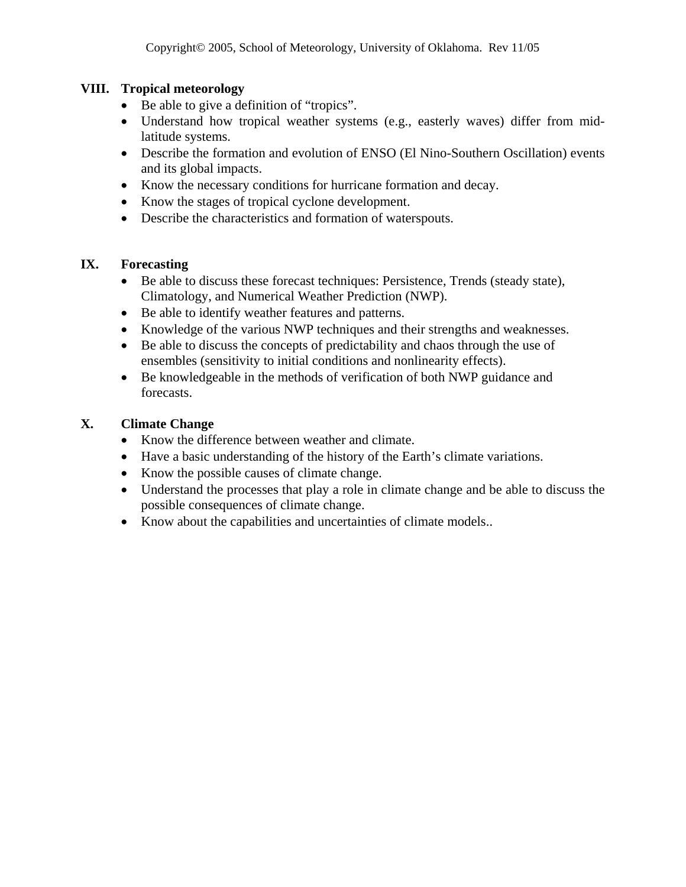## VIII. Tropical meteorology

- Be able to give a definition of “tropics”.
- Understand how tropical weather systems (e.g., easterly waves) differ from mid-latitude systems.
- Describe the formation and evolution of ENSO (El Nino-Southern Oscillation) events and its global impacts.
- Know the necessary conditions for hurricane formation and decay.
- Know the stages of tropical cyclone development.
- Describe the characteristics and formation of waterspouts.

## IX. Forecasting

- Be able to discuss these forecast techniques: Persistence, Trends (steady state), Climatology, and Numerical Weather Prediction (NWP).
- Be able to identify weather features and patterns.
- Knowledge of the various NWP techniques and their strengths and weaknesses.
- Be able to discuss the concepts of predictability and chaos through the use of ensembles (sensitivity to initial conditions and nonlinearity effects).
- Be knowledgeable in the methods of verification of both NWP guidance and forecasts.

## X. Climate Change

- Know the difference between weather and climate.
- Have a basic understanding of the history of the Earth’s climate variations.
- Know the possible causes of climate change.
- Understand the processes that play a role in climate change and be able to discuss the possible consequences of climate change.
- Know about the capabilities and uncertainties of climate models..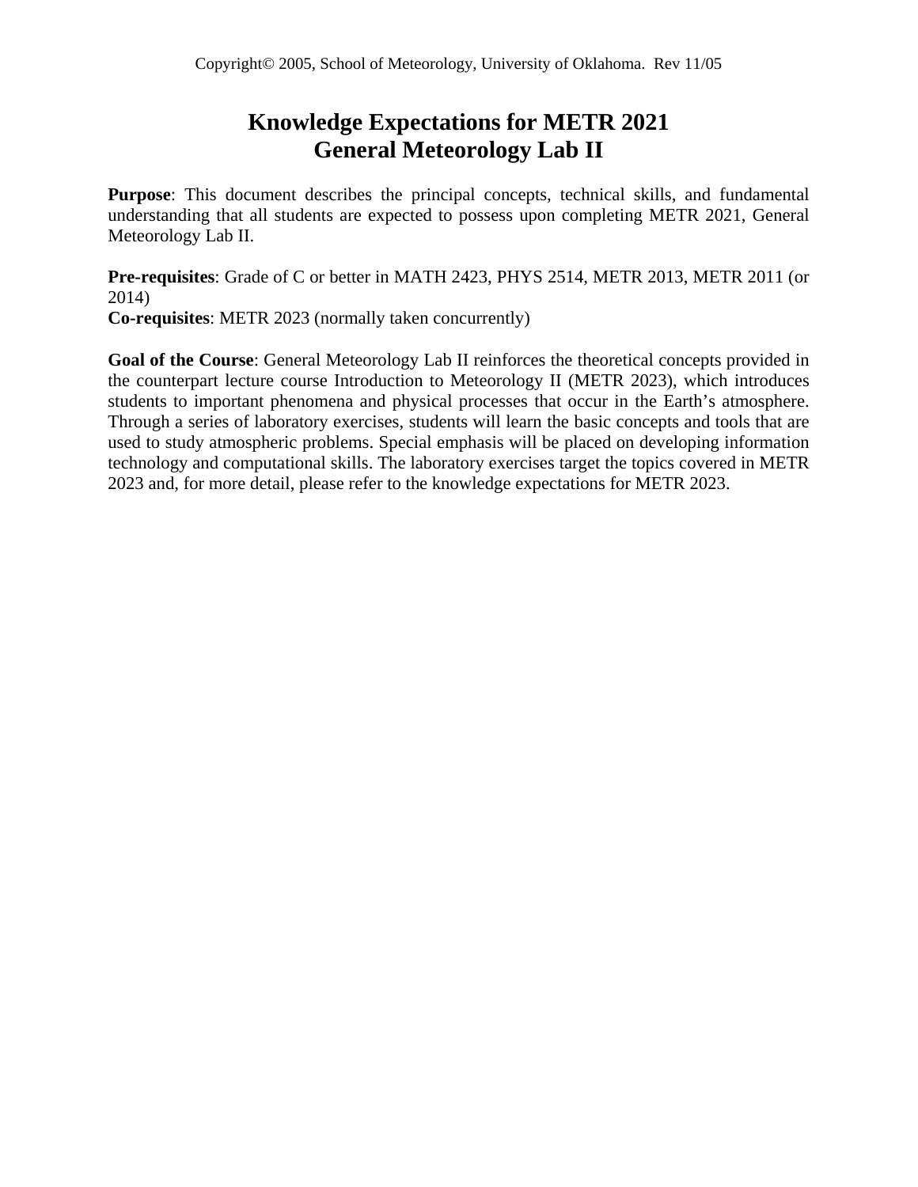# Knowledge Expectations for METR 2021
# General Meteorology Lab II

**Purpose**: This document describes the principal concepts, technical skills, and fundamental understanding that all students are expected to possess upon completing METR 2021, General Meteorology Lab II.

**Pre-requisites**: Grade of C or better in MATH 2423, PHYS 2514, METR 2013, METR 2011 (or 2014)
**Co-requisites**: METR 2023 (normally taken concurrently)

**Goal of the Course**: General Meteorology Lab II reinforces the theoretical concepts provided in the counterpart lecture course Introduction to Meteorology II (METR 2023), which introduces students to important phenomena and physical processes that occur in the Earth's atmosphere. Through a series of laboratory exercises, students will learn the basic concepts and tools that are used to study atmospheric problems. Special emphasis will be placed on developing information technology and computational skills. The laboratory exercises target the topics covered in METR 2023 and, for more detail, please refer to the knowledge expectations for METR 2023.